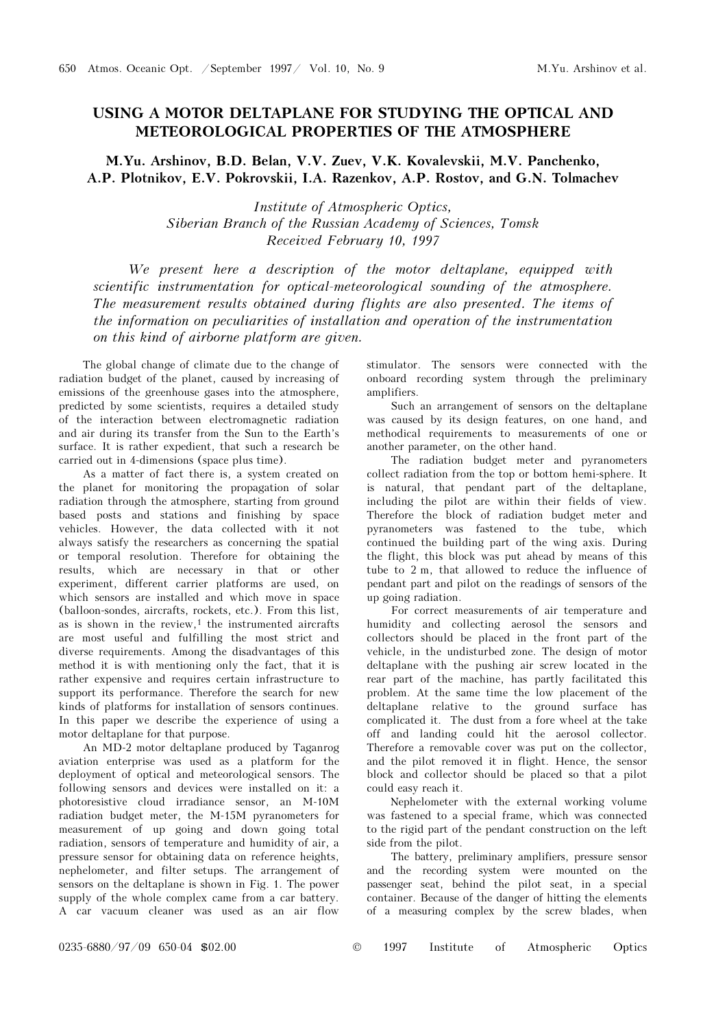# USING A MOTOR DELTAPLANE FOR STUDYING THE OPTICAL AND METEOROLOGICAL PROPERTIES OF THE ATMOSPHERE

**M.Yu. Arshinov, B.D. Belan, V.V. Zuev, V.K. Kovalevskii, M.V. Panchenko, A.P. Plotnikov, E.V. Pokrovskii, I.A. Razenkov, A.P. Rostov, and G.N. Tolmachev**

*Institute of Atmospheric Optics, Siberian Branch of the Russian Academy of Sciences, Tomsk*
*Received February 10, 1997*

*We present here a description of the motor deltaplane, equipped with scientific instrumentation for optical-meteorological sounding of the atmosphere. The measurement results obtained during flights are also presented. The items of the information on peculiarities of installation and operation of the instrumentation on this kind of airborne platform are given.*

The global change of climate due to the change of radiation budget of the planet, caused by increasing of emissions of the greenhouse gases into the atmosphere, predicted by some scientists, requires a detailed study of the interaction between electromagnetic radiation and air during its transfer from the Sun to the Earth's surface. It is rather expedient, that such a research be carried out in 4-dimensions (space plus time).

As a matter of fact there is, a system created on the planet for monitoring the propagation of solar radiation through the atmosphere, starting from ground based posts and stations and finishing by space vehicles. However, the data collected with it not always satisfy the researchers as concerning the spatial or temporal resolution. Therefore for obtaining the results, which are necessary in that or other experiment, different carrier platforms are used, on which sensors are installed and which move in space (balloon-sondes, aircrafts, rockets, etc.). From this list, as is shown in the review,[1] the instrumented aircrafts are most useful and fulfilling the most strict and diverse requirements. Among the disadvantages of this method it is with mentioning only the fact, that it is rather expensive and requires certain infrastructure to support its performance. Therefore the search for new kinds of platforms for installation of sensors continues. In this paper we describe the experience of using a motor deltaplane for that purpose.

An MD-2 motor deltaplane produced by Taganrog aviation enterprise was used as a platform for the deployment of optical and meteorological sensors. The following sensors and devices were installed on it: a photoresistive cloud irradiance sensor, an M-10M radiation budget meter, the M-15M pyranometers for measurement of up going and down going total radiation, sensors of temperature and humidity of air, a pressure sensor for obtaining data on reference heights, nephelometer, and filter setups. The arrangement of sensors on the deltaplane is shown in Fig. 1. The power supply of the whole complex came from a car battery. A car vacuum cleaner was used as an air flow stimulator. The sensors were connected with the onboard recording system through the preliminary amplifiers.

Such an arrangement of sensors on the deltaplane was caused by its design features, on one hand, and methodical requirements to measurements of one or another parameter, on the other hand.

The radiation budget meter and pyranometers collect radiation from the top or bottom hemi-sphere. It is natural, that pendant part of the deltaplane, including the pilot are within their fields of view. Therefore the block of radiation budget meter and pyranometers was fastened to the tube, which continued the building part of the wing axis. During the flight, this block was put ahead by means of this tube to 2 m, that allowed to reduce the influence of pendant part and pilot on the readings of sensors of the up going radiation.

For correct measurements of air temperature and humidity and collecting aerosol the sensors and collectors should be placed in the front part of the vehicle, in the undisturbed zone. The design of motor deltaplane with the pushing air screw located in the rear part of the machine, has partly facilitated this problem. At the same time the low placement of the deltaplane relative to the ground surface has complicated it. The dust from a fore wheel at the take off and landing could hit the aerosol collector. Therefore a removable cover was put on the collector, and the pilot removed it in flight. Hence, the sensor block and collector should be placed so that a pilot could easy reach it.

Nephelometer with the external working volume was fastened to a special frame, which was connected to the rigid part of the pendant construction on the left side from the pilot.

The battery, preliminary amplifiers, pressure sensor and the recording system were mounted on the passenger seat, behind the pilot seat, in a special container. Because of the danger of hitting the elements of a measuring complex by the screw blades, when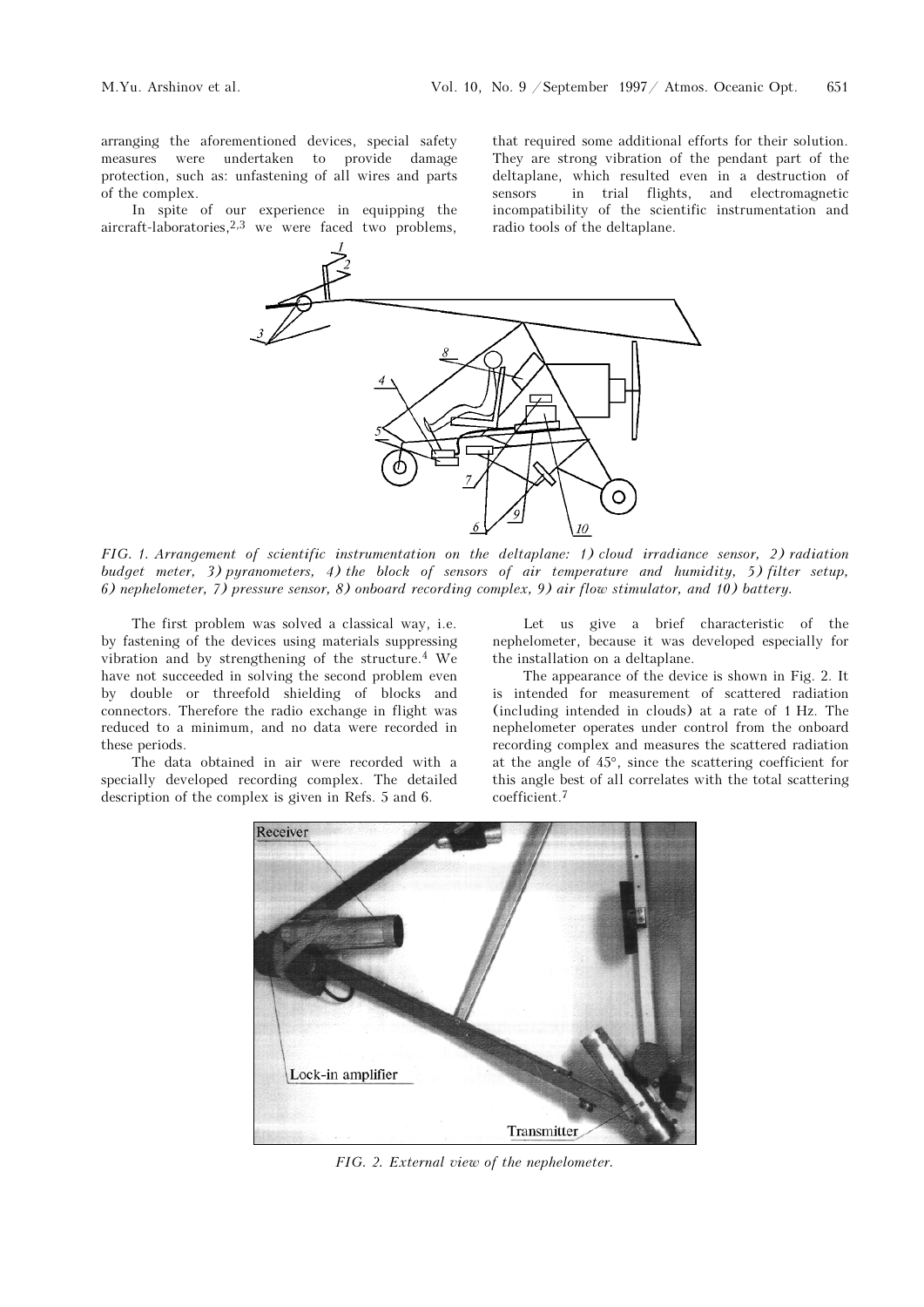arranging the aforementioned devices, special safety measures were undertaken to provide damage protection, such as: unfastening of all wires and parts of the complex.

In spite of our experience in equipping the aircraft-laboratories,[2,3] we were faced two problems, that required some additional efforts for their solution. They are strong vibration of the pendant part of the deltaplane, which resulted even in a destruction of sensors in trial flights, and electromagnetic incompatibility of the scientific instrumentation and radio tools of the deltaplane.

*FIG. 1. Arrangement of scientific instrumentation on the deltaplane: 1) cloud irradiance sensor, 2) radiation budget meter, 3) pyranometers, 4) the block of sensors of air temperature and humidity, 5) filter setup, 6) nephelometer, 7) pressure sensor, 8) onboard recording complex, 9) air flow stimulator, and 10) battery.*

The first problem was solved a classical way, i.e. by fastening of the devices using materials suppressing vibration and by strengthening of the structure.[4] We have not succeeded in solving the second problem even by double or threefold shielding of blocks and connectors. Therefore the radio exchange in flight was reduced to a minimum, and no data were recorded in these periods.

The data obtained in air were recorded with a specially developed recording complex. The detailed description of the complex is given in Refs. 5 and 6.

Let us give a brief characteristic of the nephelometer, because it was developed especially for the installation on a deltaplane.

The appearance of the device is shown in Fig. 2. It is intended for measurement of scattered radiation (including intended in clouds) at a rate of 1 Hz. The nephelometer operates under control from the onboard recording complex and measures the scattered radiation at the angle of 45°, since the scattering coefficient for this angle best of all correlates with the total scattering coefficient.[7]

*FIG. 2. External view of the nephelometer.*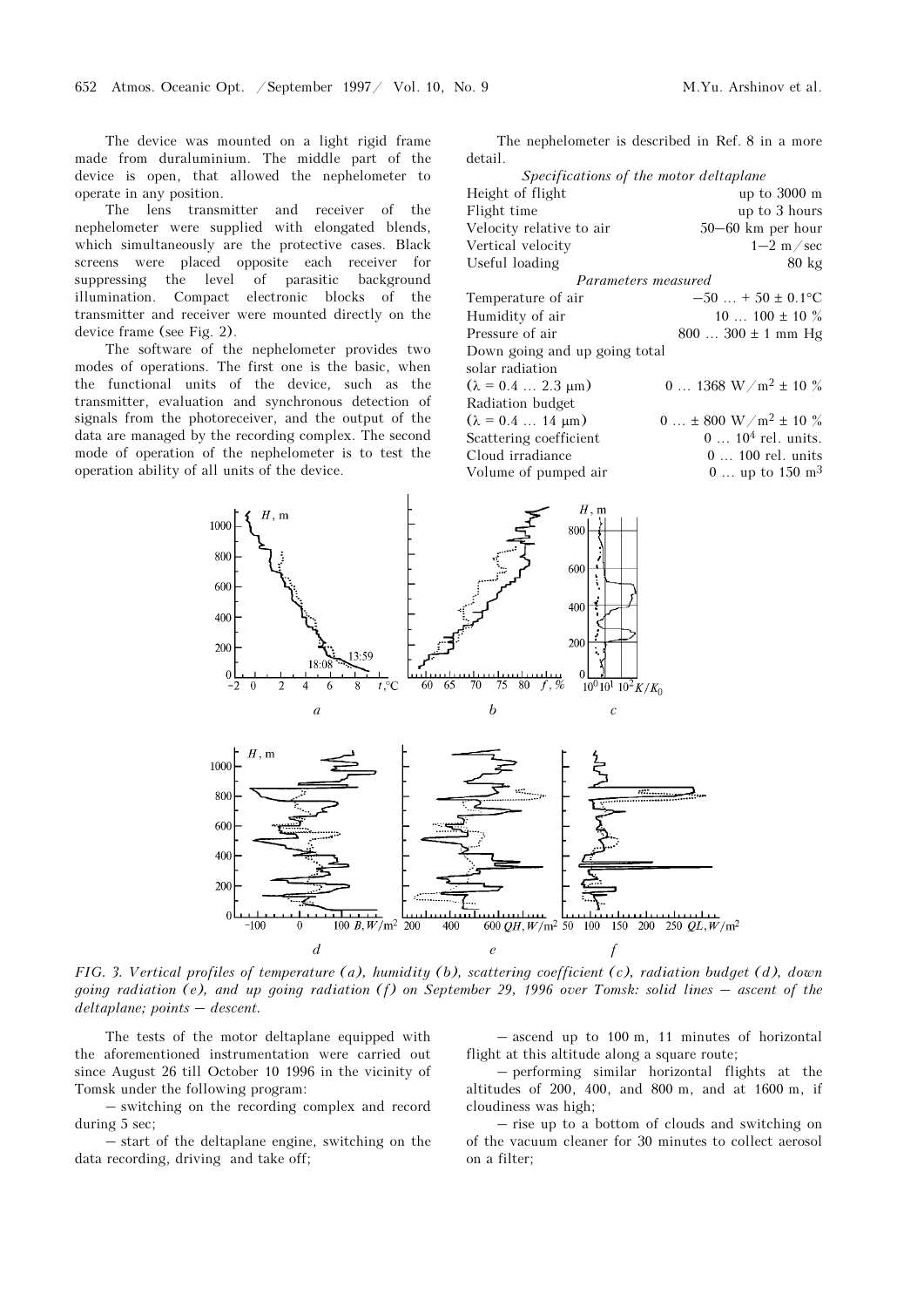The device was mounted on a light rigid frame made from duraluminium. The middle part of the device is open, that allowed the nephelometer to operate in any position.

The lens transmitter and receiver of the nephelometer were supplied with elongated blends, which simultaneously are the protective cases. Black screens were placed opposite each receiver for suppressing the level of parasitic background illumination. Compact electronic blocks of the transmitter and receiver were mounted directly on the device frame (see Fig. 2).

The software of the nephelometer provides two modes of operations. The first one is the basic, when the functional units of the device, such as the transmitter, evaluation and synchronous detection of signals from the photoreceiver, and the output of the data are managed by the recording complex. The second mode of operation of the nephelometer is to test the operation ability of all units of the device.

The nephelometer is described in Ref. 8 in a more detail.

*Specifications of the motor deltaplane*

| | |
|---|---|
| Height of flight | up to 3000 m |
| Flight time | up to 3 hours |
| Velocity relative to air | 50–60 km per hour |
| Vertical velocity | 1–2 m/sec |
| Useful loading | 80 kg |

*Parameters measured*

| | |
|---|---|
| Temperature of air | $-50 \dots +50 \pm 0.1$°C |
| Humidity of air | $10 \dots 100 \pm 10$ % |
| Pressure of air | $800 \dots 300 \pm 1$ mm Hg |
| Down going and up going total solar radiation ($\lambda = 0.4 \dots 2.3$ μm) | $0 \dots 1368$ W/m$^2$ $\pm 10$ % |
| Radiation budget ($\lambda = 0.4 \dots 14$ μm) | $0 \dots \pm 800$ W/m$^2$ $\pm 10$ % |
| Scattering coefficient | $0 \dots 10^4$ rel. units. |
| Cloud irradiance | $0 \dots 100$ rel. units |
| Volume of pumped air | $0 \dots$ up to 150 m$^3$ |

FIG. 3. Vertical profiles of temperature (a), humidity (b), scattering coefficient (c), radiation budget (d), down going radiation (e), and up going radiation (f) on September 29, 1996 over Tomsk: solid lines – ascent of the deltaplane; points – descent.

The tests of the motor deltaplane equipped with the aforementioned instrumentation were carried out since August 26 till October 10 1996 in the vicinity of Tomsk under the following program:

– switching on the recording complex and record during 5 sec;

– start of the deltaplane engine, switching on the data recording, driving and take off;

– ascend up to 100 m, 11 minutes of horizontal flight at this altitude along a square route;

– performing similar horizontal flights at the altitudes of 200, 400, and 800 m, and at 1600 m, if cloudiness was high;

– rise up to a bottom of clouds and switching on of the vacuum cleaner for 30 minutes to collect aerosol on a filter;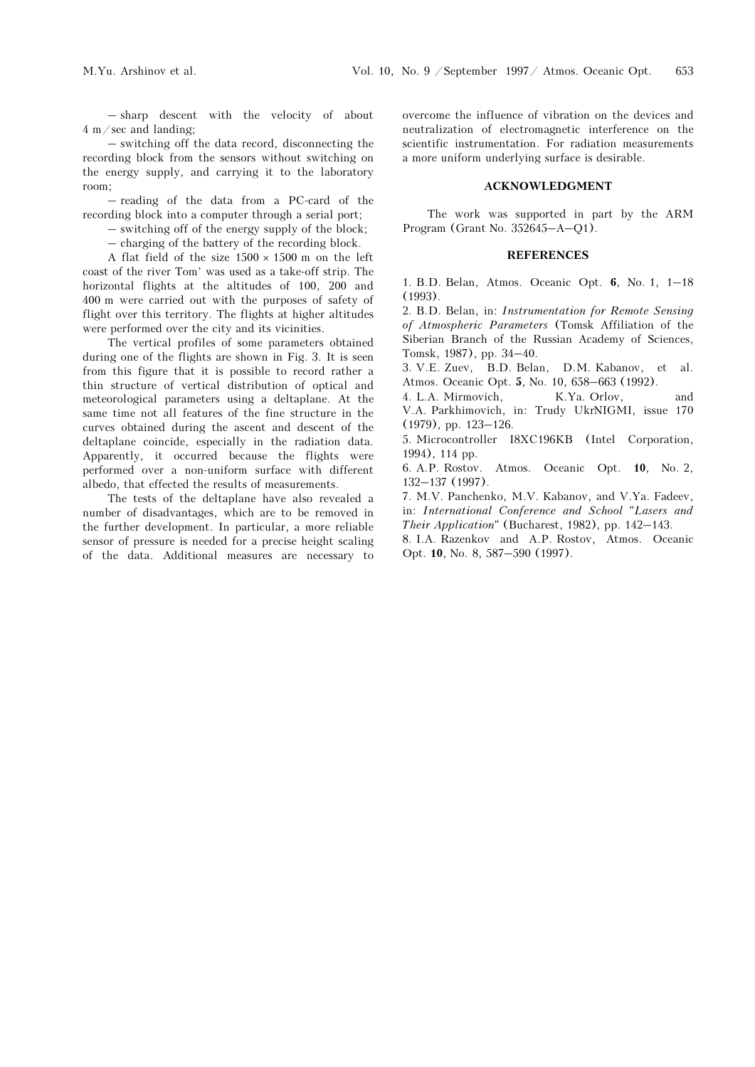– sharp descent with the velocity of about 4 m/sec and landing;

– switching off the data record, disconnecting the recording block from the sensors without switching on the energy supply, and carrying it to the laboratory room;

– reading of the data from a PC-card of the recording block into a computer through a serial port;

– switching off of the energy supply of the block;

– charging of the battery of the recording block.

A flat field of the size 1500 × 1500 m on the left coast of the river Tom' was used as a take-off strip. The horizontal flights at the altitudes of 100, 200 and 400 m were carried out with the purposes of safety of flight over this territory. The flights at higher altitudes were performed over the city and its vicinities.

The vertical profiles of some parameters obtained during one of the flights are shown in Fig. 3. It is seen from this figure that it is possible to record rather a thin structure of vertical distribution of optical and meteorological parameters using a deltaplane. At the same time not all features of the fine structure in the curves obtained during the ascent and descent of the deltaplane coincide, especially in the radiation data. Apparently, it occurred because the flights were performed over a non-uniform surface with different albedo, that effected the results of measurements.

The tests of the deltaplane have also revealed a number of disadvantages, which are to be removed in the further development. In particular, a more reliable sensor of pressure is needed for a precise height scaling of the data. Additional measures are necessary to overcome the influence of vibration on the devices and neutralization of electromagnetic interference on the scientific instrumentation. For radiation measurements a more uniform underlying surface is desirable.

## ACKNOWLEDGMENT

The work was supported in part by the ARM Program (Grant No. 352645–A–Q1).

## REFERENCES

1. B.D. Belan, Atmos. Oceanic Opt. **6**, No. 1, 1–18 (1993).
2. B.D. Belan, in: *Instrumentation for Remote Sensing of Atmospheric Parameters* (Tomsk Affiliation of the Siberian Branch of the Russian Academy of Sciences, Tomsk, 1987), pp. 34–40.
3. V.E. Zuev, B.D. Belan, D.M. Kabanov, et al. Atmos. Oceanic Opt. **5**, No. 10, 658–663 (1992).
4. L.A. Mirmovich, K.Ya. Orlov, and V.A. Parkhimovich, in: Trudy UkrNIGMI, issue 170 (1979), pp. 123–126.
5. Microcontroller I8XC196KB (Intel Corporation, 1994), 114 pp.
6. A.P. Rostov. Atmos. Oceanic Opt. **10**, No. 2, 132–137 (1997).
7. M.V. Panchenko, M.V. Kabanov, and V.Ya. Fadeev, in: *International Conference and School "Lasers and Their Application"* (Bucharest, 1982), pp. 142–143.
8. I.A. Razenkov and A.P. Rostov, Atmos. Oceanic Opt. **10**, No. 8, 587–590 (1997).